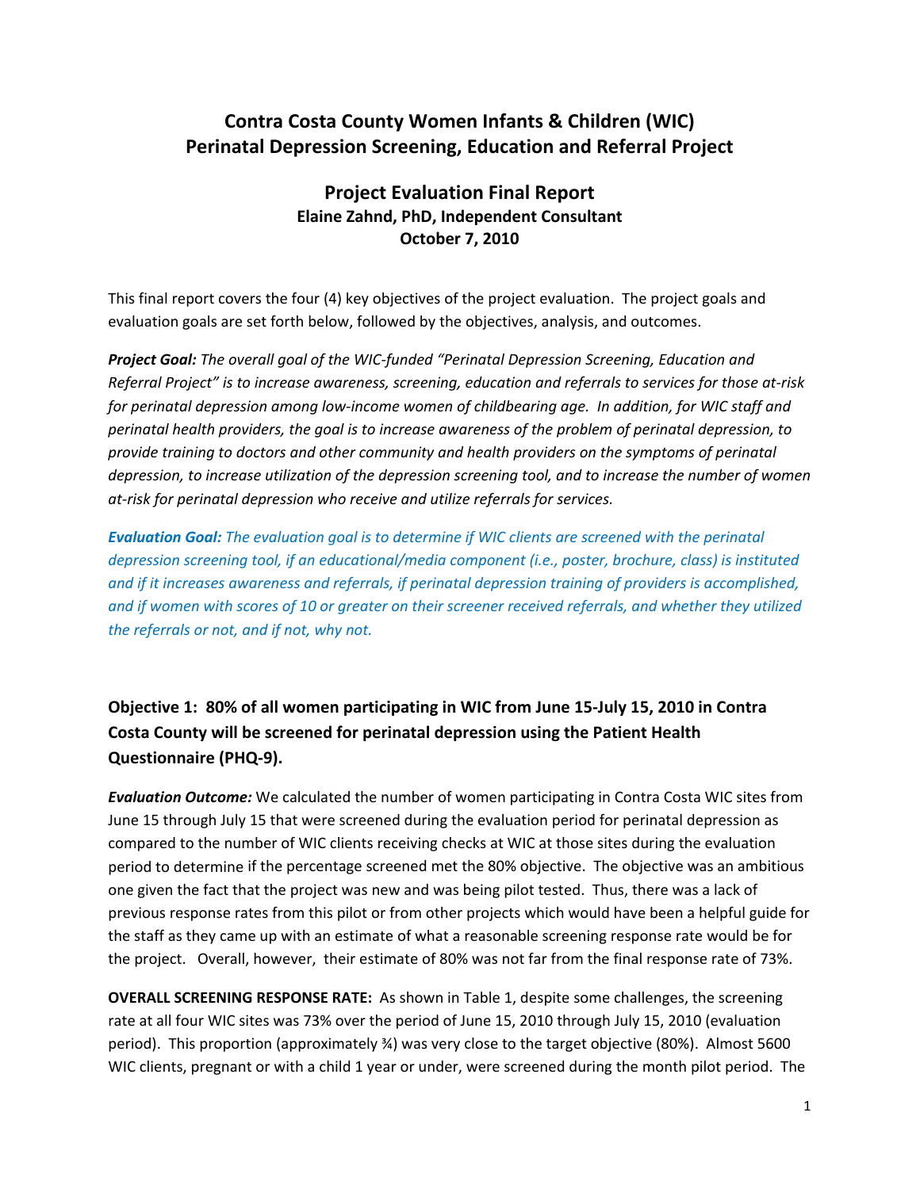# Contra Costa County Women Infants & Children (WIC) Perinatal Depression Screening, Education and Referral Project

## Project Evaluation Final Report

**Elaine Zahnd, PhD, Independent Consultant**

**October 7, 2010**

This final report covers the four (4) key objectives of the project evaluation. The project goals and evaluation goals are set forth below, followed by the objectives, analysis, and outcomes.

***Project Goal:*** *The overall goal of the WIC-funded "Perinatal Depression Screening, Education and Referral Project" is to increase awareness, screening, education and referrals to services for those at-risk for perinatal depression among low-income women of childbearing age. In addition, for WIC staff and perinatal health providers, the goal is to increase awareness of the problem of perinatal depression, to provide training to doctors and other community and health providers on the symptoms of perinatal depression, to increase utilization of the depression screening tool, and to increase the number of women at-risk for perinatal depression who receive and utilize referrals for services.*

***Evaluation Goal:*** *The evaluation goal is to determine if WIC clients are screened with the perinatal depression screening tool, if an educational/media component (i.e., poster, brochure, class) is instituted and if it increases awareness and referrals, if perinatal depression training of providers is accomplished, and if women with scores of 10 or greater on their screener received referrals, and whether they utilized the referrals or not, and if not, why not.*

### Objective 1: 80% of all women participating in WIC from June 15-July 15, 2010 in Contra Costa County will be screened for perinatal depression using the Patient Health Questionnaire (PHQ-9).

***Evaluation Outcome:*** We calculated the number of women participating in Contra Costa WIC sites from June 15 through July 15 that were screened during the evaluation period for perinatal depression as compared to the number of WIC clients receiving checks at WIC at those sites during the evaluation period to determine if the percentage screened met the 80% objective. The objective was an ambitious one given the fact that the project was new and was being pilot tested. Thus, there was a lack of previous response rates from this pilot or from other projects which would have been a helpful guide for the staff as they came up with an estimate of what a reasonable screening response rate would be for the project. Overall, however, their estimate of 80% was not far from the final response rate of 73%.

**OVERALL SCREENING RESPONSE RATE:** As shown in Table 1, despite some challenges, the screening rate at all four WIC sites was 73% over the period of June 15, 2010 through July 15, 2010 (evaluation period). This proportion (approximately ¾) was very close to the target objective (80%). Almost 5600 WIC clients, pregnant or with a child 1 year or under, were screened during the month pilot period. The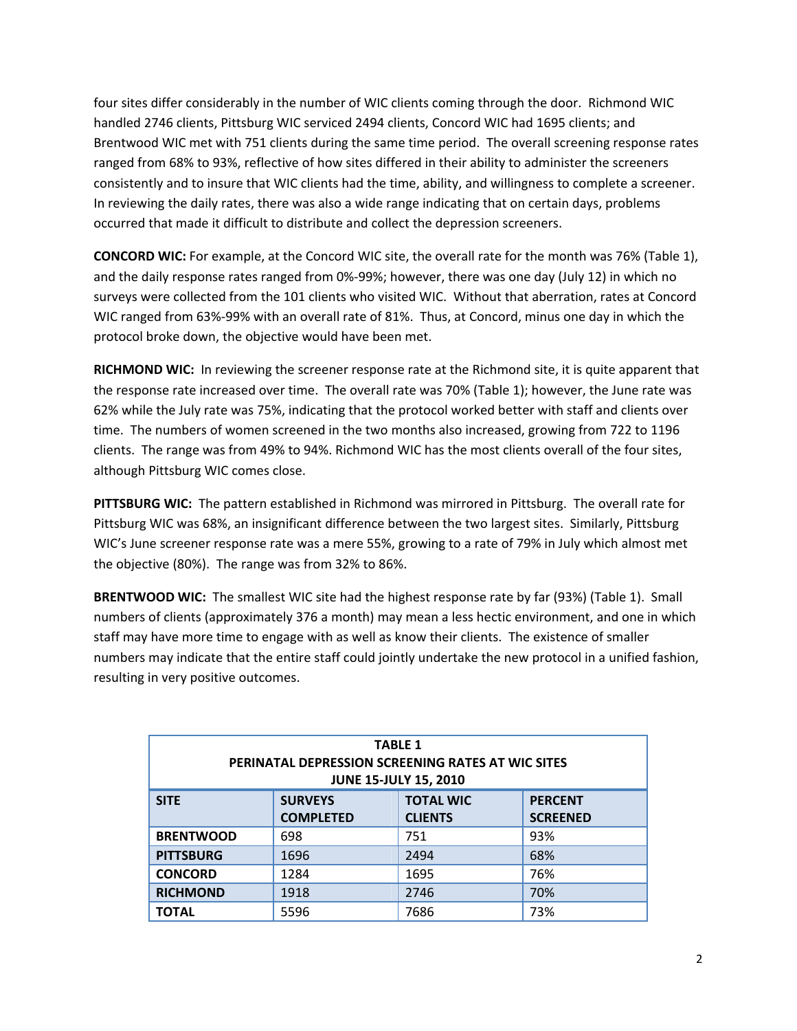four sites differ considerably in the number of WIC clients coming through the door. Richmond WIC handled 2746 clients, Pittsburg WIC serviced 2494 clients, Concord WIC had 1695 clients; and Brentwood WIC met with 751 clients during the same time period. The overall screening response rates ranged from 68% to 93%, reflective of how sites differed in their ability to administer the screeners consistently and to insure that WIC clients had the time, ability, and willingness to complete a screener. In reviewing the daily rates, there was also a wide range indicating that on certain days, problems occurred that made it difficult to distribute and collect the depression screeners.

**CONCORD WIC:** For example, at the Concord WIC site, the overall rate for the month was 76% (Table 1), and the daily response rates ranged from 0%-99%; however, there was one day (July 12) in which no surveys were collected from the 101 clients who visited WIC. Without that aberration, rates at Concord WIC ranged from 63%-99% with an overall rate of 81%. Thus, at Concord, minus one day in which the protocol broke down, the objective would have been met.

**RICHMOND WIC:** In reviewing the screener response rate at the Richmond site, it is quite apparent that the response rate increased over time. The overall rate was 70% (Table 1); however, the June rate was 62% while the July rate was 75%, indicating that the protocol worked better with staff and clients over time. The numbers of women screened in the two months also increased, growing from 722 to 1196 clients. The range was from 49% to 94%. Richmond WIC has the most clients overall of the four sites, although Pittsburg WIC comes close.

**PITTSBURG WIC:** The pattern established in Richmond was mirrored in Pittsburg. The overall rate for Pittsburg WIC was 68%, an insignificant difference between the two largest sites. Similarly, Pittsburg WIC's June screener response rate was a mere 55%, growing to a rate of 79% in July which almost met the objective (80%). The range was from 32% to 86%.

**BRENTWOOD WIC:** The smallest WIC site had the highest response rate by far (93%) (Table 1). Small numbers of clients (approximately 376 a month) may mean a less hectic environment, and one in which staff may have more time to engage with as well as know their clients. The existence of smaller numbers may indicate that the entire staff could jointly undertake the new protocol in a unified fashion, resulting in very positive outcomes.

**TABLE 1**
**PERINATAL DEPRESSION SCREENING RATES AT WIC SITES**
**JUNE 15-JULY 15, 2010**

| SITE | SURVEYS COMPLETED | TOTAL WIC CLIENTS | PERCENT SCREENED |
|---|---|---|---|
| **BRENTWOOD** | 698 | 751 | 93% |
| **PITTSBURG** | 1696 | 2494 | 68% |
| **CONCORD** | 1284 | 1695 | 76% |
| **RICHMOND** | 1918 | 2746 | 70% |
| **TOTAL** | 5596 | 7686 | 73% |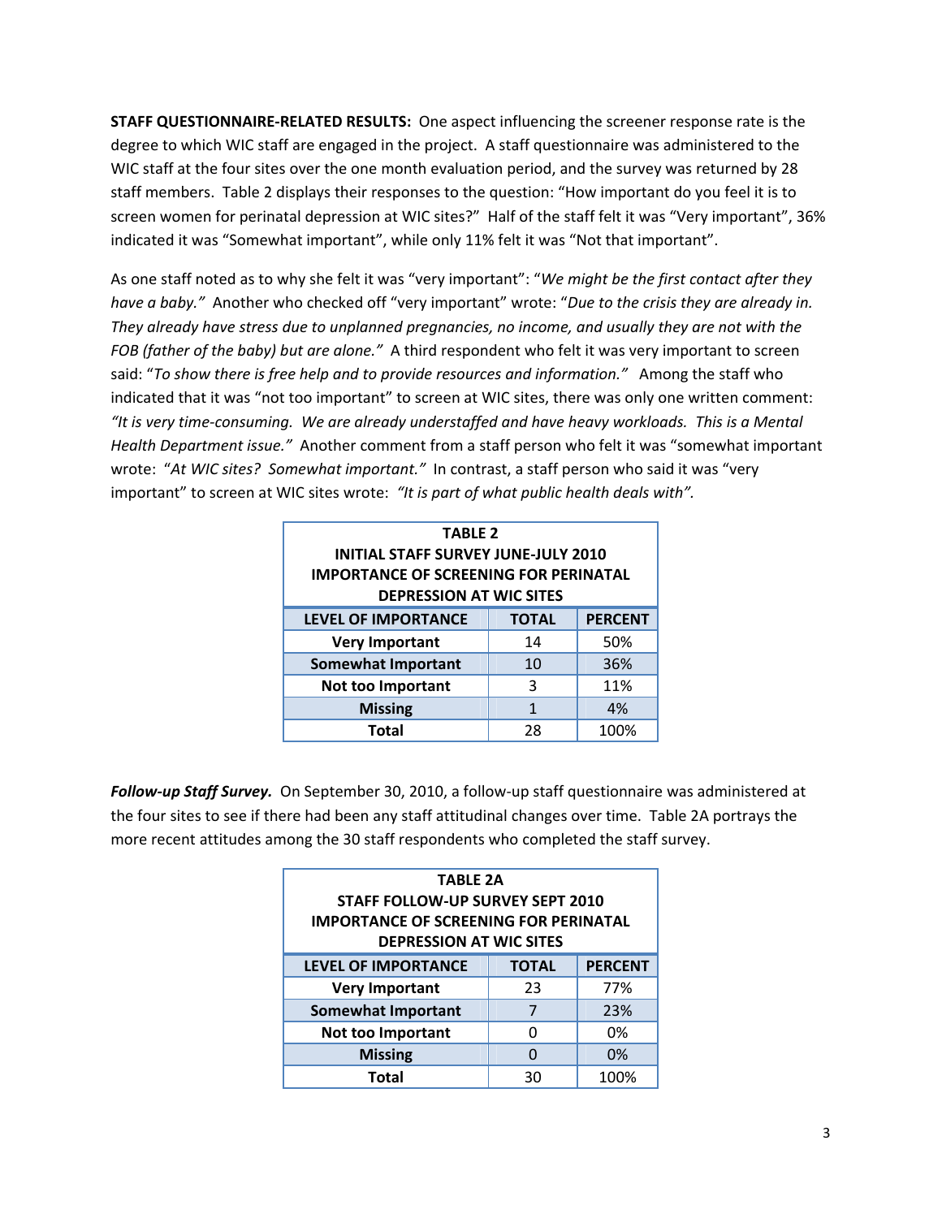**STAFF QUESTIONNAIRE-RELATED RESULTS:** One aspect influencing the screener response rate is the degree to which WIC staff are engaged in the project. A staff questionnaire was administered to the WIC staff at the four sites over the one month evaluation period, and the survey was returned by 28 staff members. Table 2 displays their responses to the question: "How important do you feel it is to screen women for perinatal depression at WIC sites?" Half of the staff felt it was "Very important", 36% indicated it was "Somewhat important", while only 11% felt it was "Not that important".

As one staff noted as to why she felt it was "very important": "*We might be the first contact after they have a baby.*" Another who checked off "very important" wrote: "*Due to the crisis they are already in. They already have stress due to unplanned pregnancies, no income, and usually they are not with the FOB (father of the baby) but are alone.*" A third respondent who felt it was very important to screen said: "*To show there is free help and to provide resources and information.*" Among the staff who indicated that it was "not too important" to screen at WIC sites, there was only one written comment: *"It is very time-consuming. We are already understaffed and have heavy workloads. This is a Mental Health Department issue."* Another comment from a staff person who felt it was "somewhat important wrote: "*At WIC sites? Somewhat important.*" In contrast, a staff person who said it was "very important" to screen at WIC sites wrote: *"It is part of what public health deals with".*

**TABLE 2**
**INITIAL STAFF SURVEY JUNE-JULY 2010**
**IMPORTANCE OF SCREENING FOR PERINATAL DEPRESSION AT WIC SITES**

| LEVEL OF IMPORTANCE | TOTAL | PERCENT |
|---|---|---|
| **Very Important** | 14 | 50% |
| **Somewhat Important** | 10 | 36% |
| **Not too Important** | 3 | 11% |
| **Missing** | 1 | 4% |
| **Total** | 28 | 100% |

***Follow-up Staff Survey.*** On September 30, 2010, a follow-up staff questionnaire was administered at the four sites to see if there had been any staff attitudinal changes over time. Table 2A portrays the more recent attitudes among the 30 staff respondents who completed the staff survey.

**TABLE 2A**
**STAFF FOLLOW-UP SURVEY SEPT 2010**
**IMPORTANCE OF SCREENING FOR PERINATAL DEPRESSION AT WIC SITES**

| LEVEL OF IMPORTANCE | TOTAL | PERCENT |
|---|---|---|
| **Very Important** | 23 | 77% |
| **Somewhat Important** | 7 | 23% |
| **Not too Important** | 0 | 0% |
| **Missing** | 0 | 0% |
| **Total** | 30 | 100% |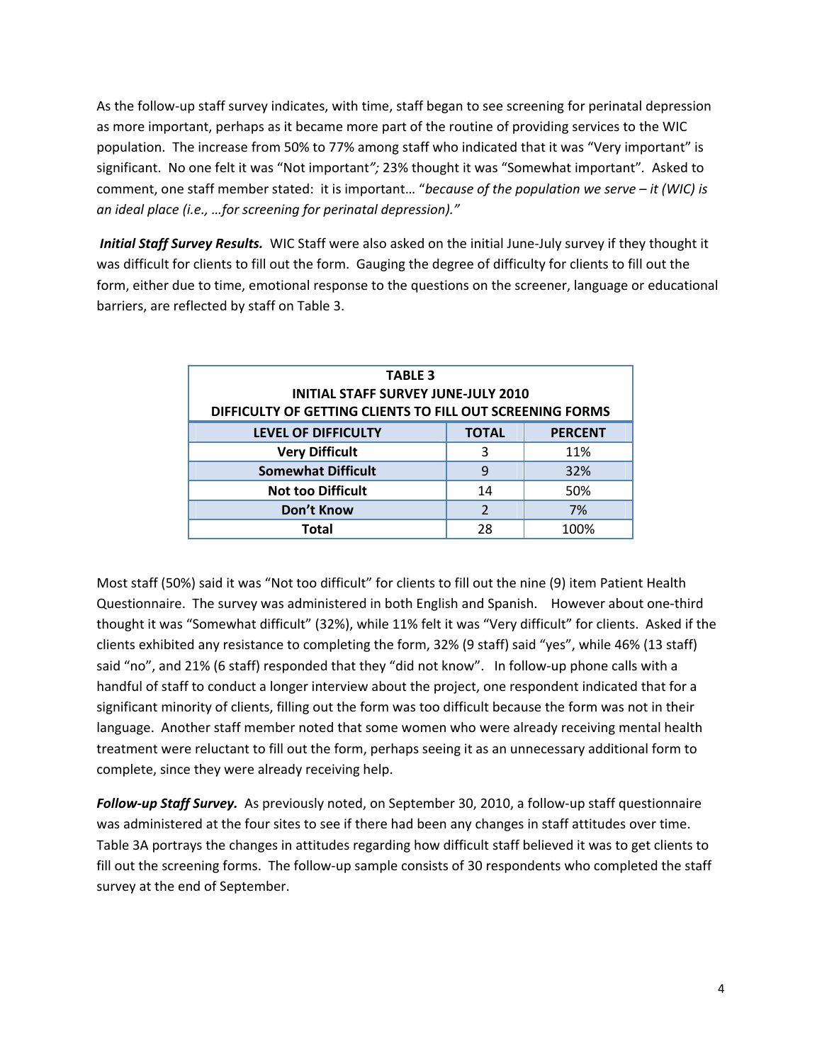As the follow-up staff survey indicates, with time, staff began to see screening for perinatal depression as more important, perhaps as it became more part of the routine of providing services to the WIC population. The increase from 50% to 77% among staff who indicated that it was "Very important" is significant. No one felt it was "Not important"; 23% thought it was "Somewhat important". Asked to comment, one staff member stated: it is important… "*because of the population we serve – it (WIC) is an ideal place (i.e., …for screening for perinatal depression).*"

***Initial Staff Survey Results.*** WIC Staff were also asked on the initial June-July survey if they thought it was difficult for clients to fill out the form. Gauging the degree of difficulty for clients to fill out the form, either due to time, emotional response to the questions on the screener, language or educational barriers, are reflected by staff on Table 3.

**TABLE 3**
**INITIAL STAFF SURVEY JUNE-JULY 2010**
**DIFFICULTY OF GETTING CLIENTS TO FILL OUT SCREENING FORMS**

| LEVEL OF DIFFICULTY | TOTAL | PERCENT |
|---|---|---|
| **Very Difficult** | 3 | 11% |
| **Somewhat Difficult** | 9 | 32% |
| **Not too Difficult** | 14 | 50% |
| **Don't Know** | 2 | 7% |
| **Total** | 28 | 100% |

Most staff (50%) said it was "Not too difficult" for clients to fill out the nine (9) item Patient Health Questionnaire. The survey was administered in both English and Spanish. However about one-third thought it was "Somewhat difficult" (32%), while 11% felt it was "Very difficult" for clients. Asked if the clients exhibited any resistance to completing the form, 32% (9 staff) said "yes", while 46% (13 staff) said "no", and 21% (6 staff) responded that they "did not know". In follow-up phone calls with a handful of staff to conduct a longer interview about the project, one respondent indicated that for a significant minority of clients, filling out the form was too difficult because the form was not in their language. Another staff member noted that some women who were already receiving mental health treatment were reluctant to fill out the form, perhaps seeing it as an unnecessary additional form to complete, since they were already receiving help.

***Follow-up Staff Survey.*** As previously noted, on September 30, 2010, a follow-up staff questionnaire was administered at the four sites to see if there had been any changes in staff attitudes over time. Table 3A portrays the changes in attitudes regarding how difficult staff believed it was to get clients to fill out the screening forms. The follow-up sample consists of 30 respondents who completed the staff survey at the end of September.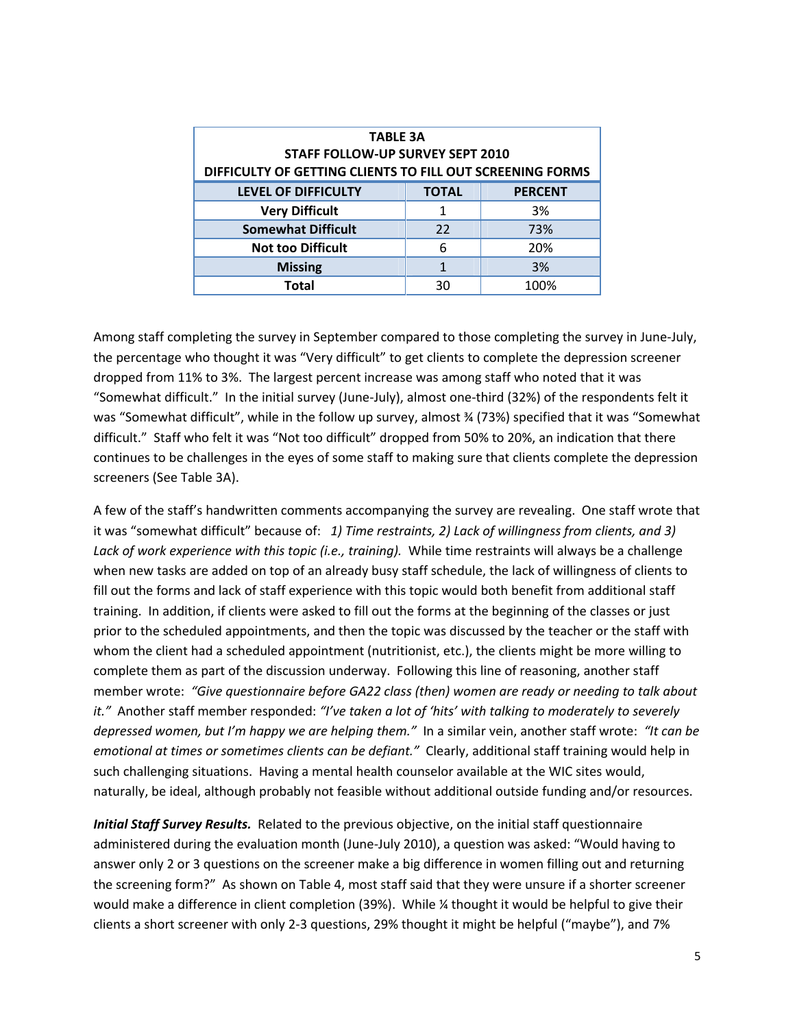| TABLE 3A STAFF FOLLOW-UP SURVEY SEPT 2010 DIFFICULTY OF GETTING CLIENTS TO FILL OUT SCREENING FORMS | | |
|---|---|---|
| **LEVEL OF DIFFICULTY** | **TOTAL** | **PERCENT** |
| **Very Difficult** | 1 | 3% |
| **Somewhat Difficult** | 22 | 73% |
| **Not too Difficult** | 6 | 20% |
| **Missing** | 1 | 3% |
| **Total** | 30 | 100% |

Among staff completing the survey in September compared to those completing the survey in June-July, the percentage who thought it was "Very difficult" to get clients to complete the depression screener dropped from 11% to 3%. The largest percent increase was among staff who noted that it was "Somewhat difficult." In the initial survey (June-July), almost one-third (32%) of the respondents felt it was "Somewhat difficult", while in the follow up survey, almost ¾ (73%) specified that it was "Somewhat difficult." Staff who felt it was "Not too difficult" dropped from 50% to 20%, an indication that there continues to be challenges in the eyes of some staff to making sure that clients complete the depression screeners (See Table 3A).

A few of the staff's handwritten comments accompanying the survey are revealing. One staff wrote that it was "somewhat difficult" because of: *1) Time restraints, 2) Lack of willingness from clients, and 3) Lack of work experience with this topic (i.e., training).* While time restraints will always be a challenge when new tasks are added on top of an already busy staff schedule, the lack of willingness of clients to fill out the forms and lack of staff experience with this topic would both benefit from additional staff training. In addition, if clients were asked to fill out the forms at the beginning of the classes or just prior to the scheduled appointments, and then the topic was discussed by the teacher or the staff with whom the client had a scheduled appointment (nutritionist, etc.), the clients might be more willing to complete them as part of the discussion underway. Following this line of reasoning, another staff member wrote: *"Give questionnaire before GA22 class (then) women are ready or needing to talk about it."* Another staff member responded: *"I've taken a lot of 'hits' with talking to moderately to severely depressed women, but I'm happy we are helping them."* In a similar vein, another staff wrote: *"It can be emotional at times or sometimes clients can be defiant."* Clearly, additional staff training would help in such challenging situations. Having a mental health counselor available at the WIC sites would, naturally, be ideal, although probably not feasible without additional outside funding and/or resources.

***Initial Staff Survey Results.*** Related to the previous objective, on the initial staff questionnaire administered during the evaluation month (June-July 2010), a question was asked: "Would having to answer only 2 or 3 questions on the screener make a big difference in women filling out and returning the screening form?" As shown on Table 4, most staff said that they were unsure if a shorter screener would make a difference in client completion (39%). While ¼ thought it would be helpful to give their clients a short screener with only 2-3 questions, 29% thought it might be helpful ("maybe"), and 7%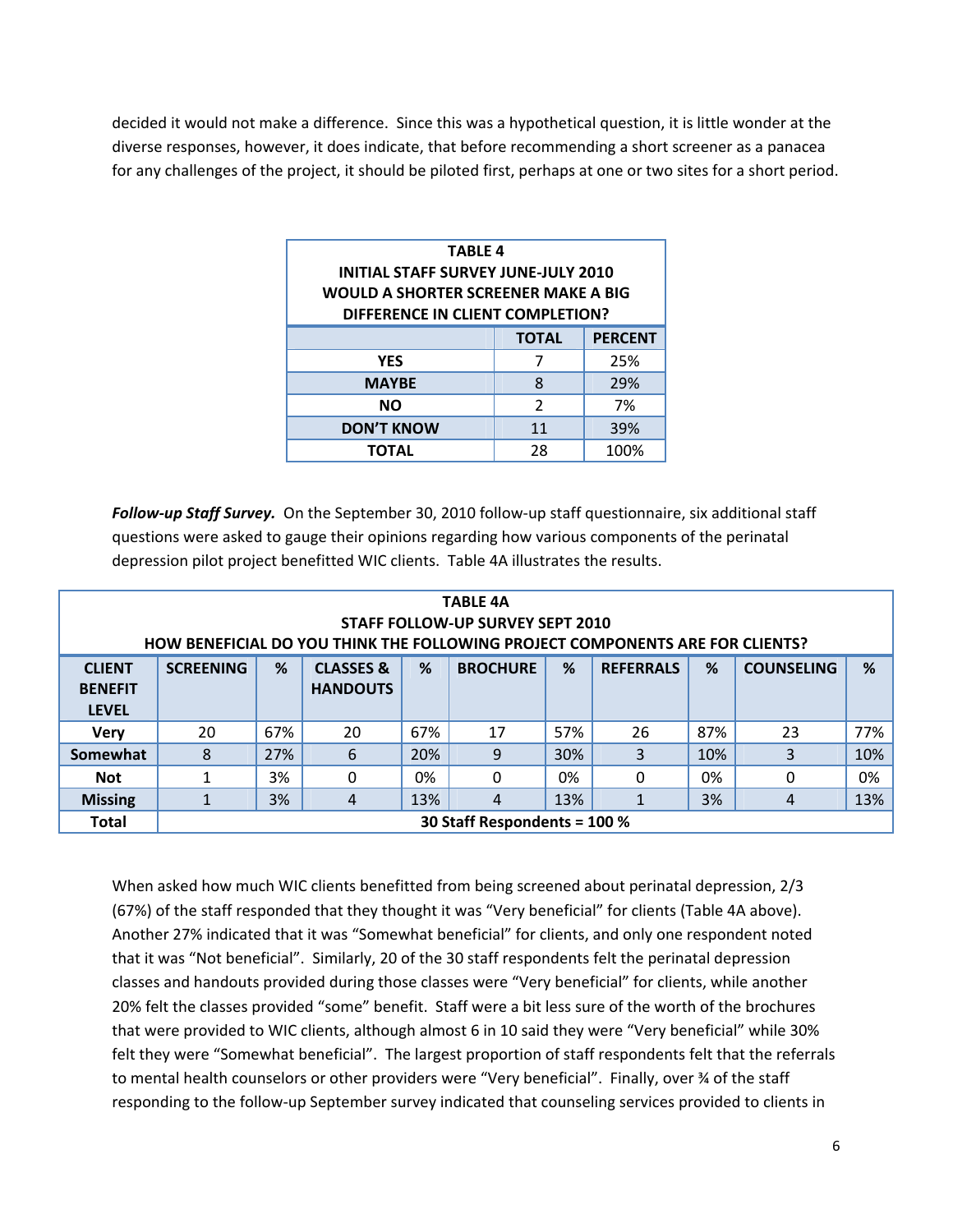decided it would not make a difference. Since this was a hypothetical question, it is little wonder at the diverse responses, however, it does indicate, that before recommending a short screener as a panacea for any challenges of the project, it should be piloted first, perhaps at one or two sites for a short period.

**TABLE 4**
**INITIAL STAFF SURVEY JUNE-JULY 2010**
**WOULD A SHORTER SCREENER MAKE A BIG DIFFERENCE IN CLIENT COMPLETION?**

| | TOTAL | PERCENT |
|---|---|---|
| **YES** | 7 | 25% |
| **MAYBE** | 8 | 29% |
| **NO** | 2 | 7% |
| **DON'T KNOW** | 11 | 39% |
| **TOTAL** | 28 | 100% |

***Follow-up Staff Survey.*** On the September 30, 2010 follow-up staff questionnaire, six additional staff questions were asked to gauge their opinions regarding how various components of the perinatal depression pilot project benefitted WIC clients. Table 4A illustrates the results.

**TABLE 4A**
**STAFF FOLLOW-UP SURVEY SEPT 2010**
**HOW BENEFICIAL DO YOU THINK THE FOLLOWING PROJECT COMPONENTS ARE FOR CLIENTS?**

| CLIENT BENEFIT LEVEL | SCREENING | % | CLASSES & HANDOUTS | % | BROCHURE | % | REFERRALS | % | COUNSELING | % |
|---|---|---|---|---|---|---|---|---|---|---|
| **Very** | 20 | 67% | 20 | 67% | 17 | 57% | 26 | 87% | 23 | 77% |
| **Somewhat** | 8 | 27% | 6 | 20% | 9 | 30% | 3 | 10% | 3 | 10% |
| **Not** | 1 | 3% | 0 | 0% | 0 | 0% | 0 | 0% | 0 | 0% |
| **Missing** | 1 | 3% | 4 | 13% | 4 | 13% | 1 | 3% | 4 | 13% |
| **Total** | 30 Staff Respondents = 100 % | | | | | | | | | |

When asked how much WIC clients benefitted from being screened about perinatal depression, 2/3 (67%) of the staff responded that they thought it was "Very beneficial" for clients (Table 4A above). Another 27% indicated that it was "Somewhat beneficial" for clients, and only one respondent noted that it was "Not beneficial". Similarly, 20 of the 30 staff respondents felt the perinatal depression classes and handouts provided during those classes were "Very beneficial" for clients, while another 20% felt the classes provided "some" benefit. Staff were a bit less sure of the worth of the brochures that were provided to WIC clients, although almost 6 in 10 said they were "Very beneficial" while 30% felt they were "Somewhat beneficial". The largest proportion of staff respondents felt that the referrals to mental health counselors or other providers were "Very beneficial". Finally, over ¾ of the staff responding to the follow-up September survey indicated that counseling services provided to clients in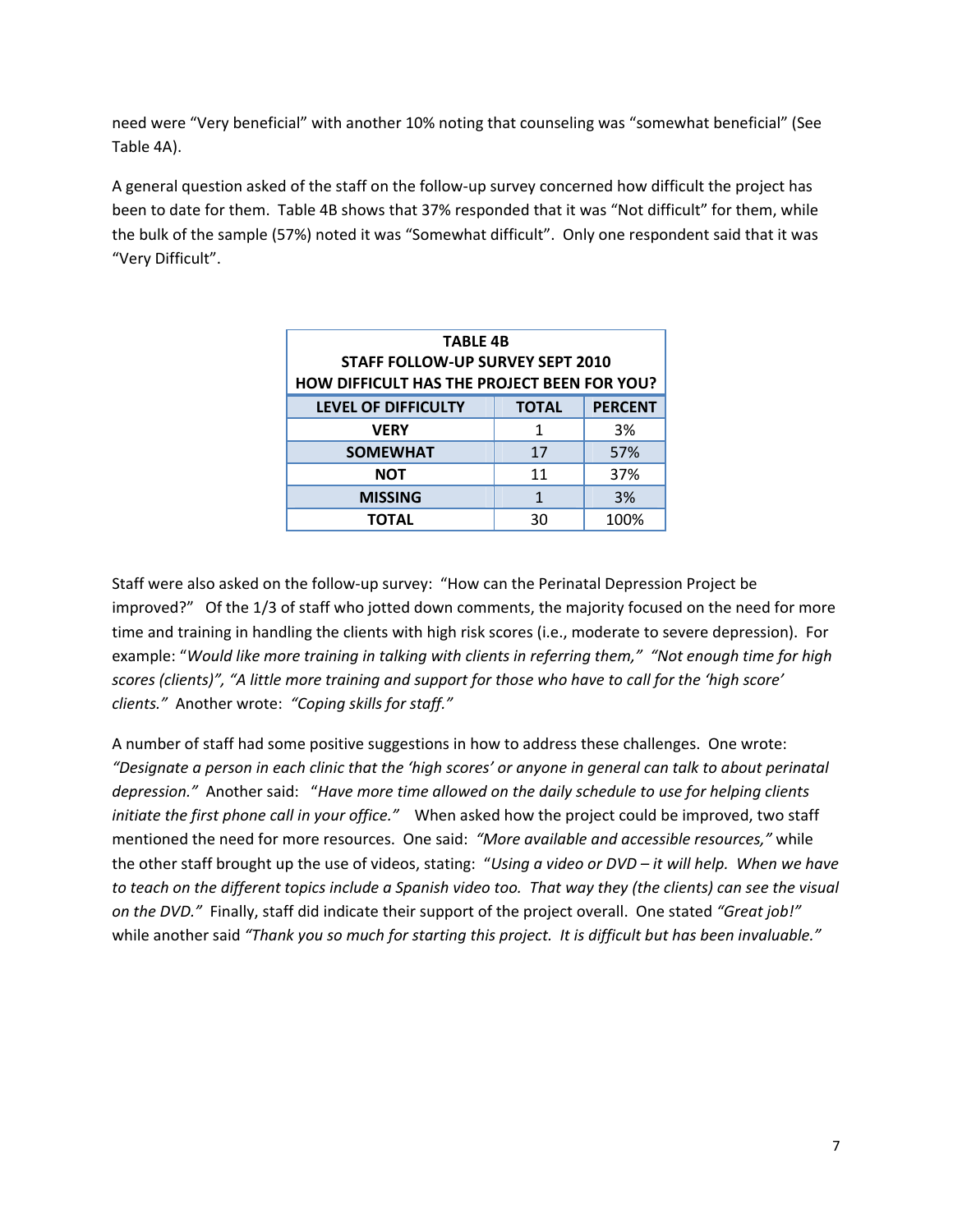need were "Very beneficial" with another 10% noting that counseling was "somewhat beneficial" (See Table 4A).

A general question asked of the staff on the follow-up survey concerned how difficult the project has been to date for them. Table 4B shows that 37% responded that it was "Not difficult" for them, while the bulk of the sample (57%) noted it was "Somewhat difficult". Only one respondent said that it was "Very Difficult".

| TABLE 4B<br>STAFF FOLLOW-UP SURVEY SEPT 2010<br>HOW DIFFICULT HAS THE PROJECT BEEN FOR YOU? | | |
|---|---|---|
| **LEVEL OF DIFFICULTY** | **TOTAL** | **PERCENT** |
| **VERY** | 1 | 3% |
| **SOMEWHAT** | 17 | 57% |
| **NOT** | 11 | 37% |
| **MISSING** | 1 | 3% |
| **TOTAL** | 30 | 100% |

Staff were also asked on the follow-up survey: "How can the Perinatal Depression Project be improved?" Of the 1/3 of staff who jotted down comments, the majority focused on the need for more time and training in handling the clients with high risk scores (i.e., moderate to severe depression). For example: "*Would like more training in talking with clients in referring them,*" *"Not enough time for high scores (clients)", "A little more training and support for those who have to call for the 'high score' clients."* Another wrote: *"Coping skills for staff."*

A number of staff had some positive suggestions in how to address these challenges. One wrote: *"Designate a person in each clinic that the 'high scores' or anyone in general can talk to about perinatal depression."* Another said: "*Have more time allowed on the daily schedule to use for helping clients initiate the first phone call in your office."* When asked how the project could be improved, two staff mentioned the need for more resources. One said: *"More available and accessible resources,"* while the other staff brought up the use of videos, stating: "*Using a video or DVD – it will help. When we have to teach on the different topics include a Spanish video too. That way they (the clients) can see the visual on the DVD."* Finally, staff did indicate their support of the project overall. One stated *"Great job!"* while another said *"Thank you so much for starting this project. It is difficult but has been invaluable."*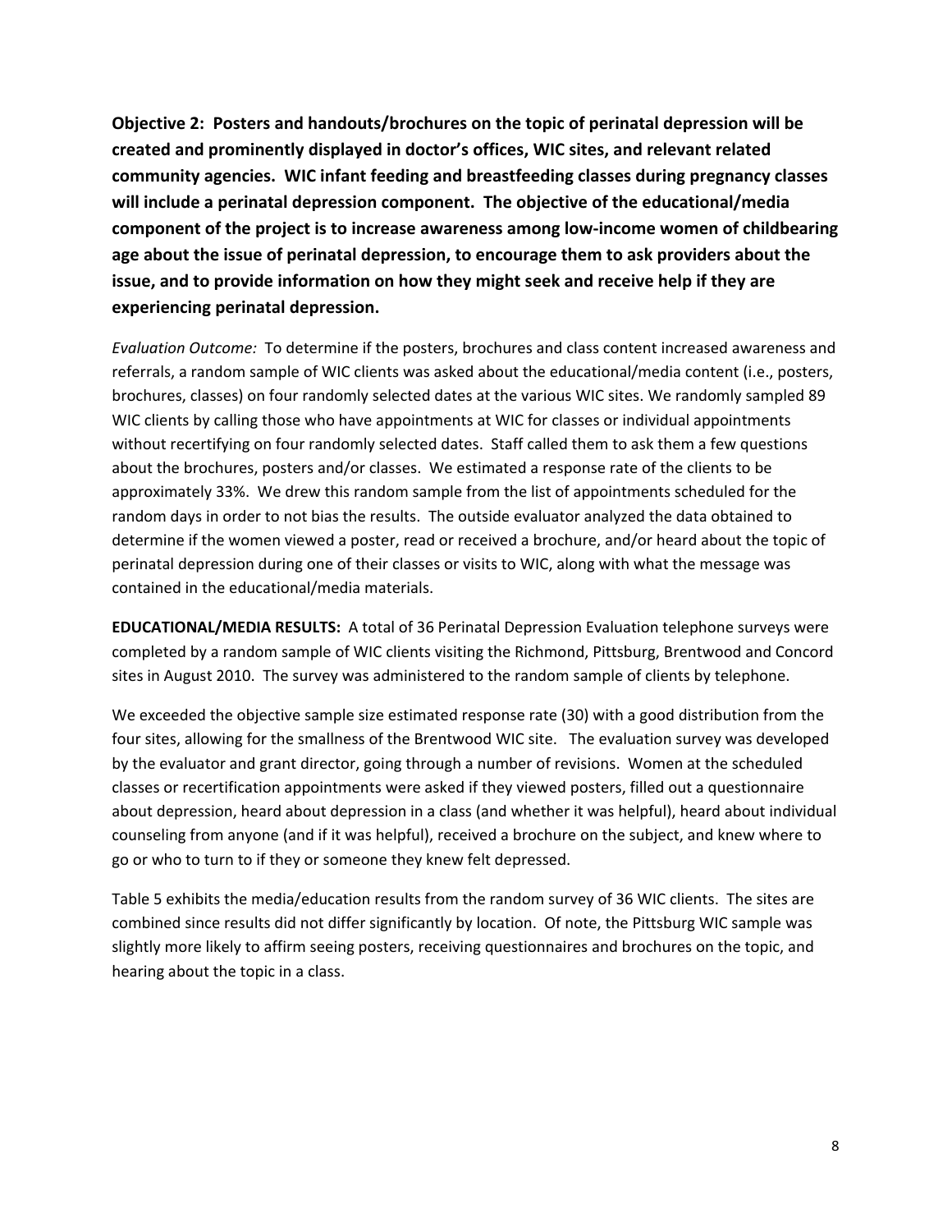**Objective 2: Posters and handouts/brochures on the topic of perinatal depression will be created and prominently displayed in doctor's offices, WIC sites, and relevant related community agencies. WIC infant feeding and breastfeeding classes during pregnancy classes will include a perinatal depression component. The objective of the educational/media component of the project is to increase awareness among low-income women of childbearing age about the issue of perinatal depression, to encourage them to ask providers about the issue, and to provide information on how they might seek and receive help if they are experiencing perinatal depression.**

*Evaluation Outcome:* To determine if the posters, brochures and class content increased awareness and referrals, a random sample of WIC clients was asked about the educational/media content (i.e., posters, brochures, classes) on four randomly selected dates at the various WIC sites. We randomly sampled 89 WIC clients by calling those who have appointments at WIC for classes or individual appointments without recertifying on four randomly selected dates. Staff called them to ask them a few questions about the brochures, posters and/or classes. We estimated a response rate of the clients to be approximately 33%. We drew this random sample from the list of appointments scheduled for the random days in order to not bias the results. The outside evaluator analyzed the data obtained to determine if the women viewed a poster, read or received a brochure, and/or heard about the topic of perinatal depression during one of their classes or visits to WIC, along with what the message was contained in the educational/media materials.

**EDUCATIONAL/MEDIA RESULTS:** A total of 36 Perinatal Depression Evaluation telephone surveys were completed by a random sample of WIC clients visiting the Richmond, Pittsburg, Brentwood and Concord sites in August 2010. The survey was administered to the random sample of clients by telephone.

We exceeded the objective sample size estimated response rate (30) with a good distribution from the four sites, allowing for the smallness of the Brentwood WIC site. The evaluation survey was developed by the evaluator and grant director, going through a number of revisions. Women at the scheduled classes or recertification appointments were asked if they viewed posters, filled out a questionnaire about depression, heard about depression in a class (and whether it was helpful), heard about individual counseling from anyone (and if it was helpful), received a brochure on the subject, and knew where to go or who to turn to if they or someone they knew felt depressed.

Table 5 exhibits the media/education results from the random survey of 36 WIC clients. The sites are combined since results did not differ significantly by location. Of note, the Pittsburg WIC sample was slightly more likely to affirm seeing posters, receiving questionnaires and brochures on the topic, and hearing about the topic in a class.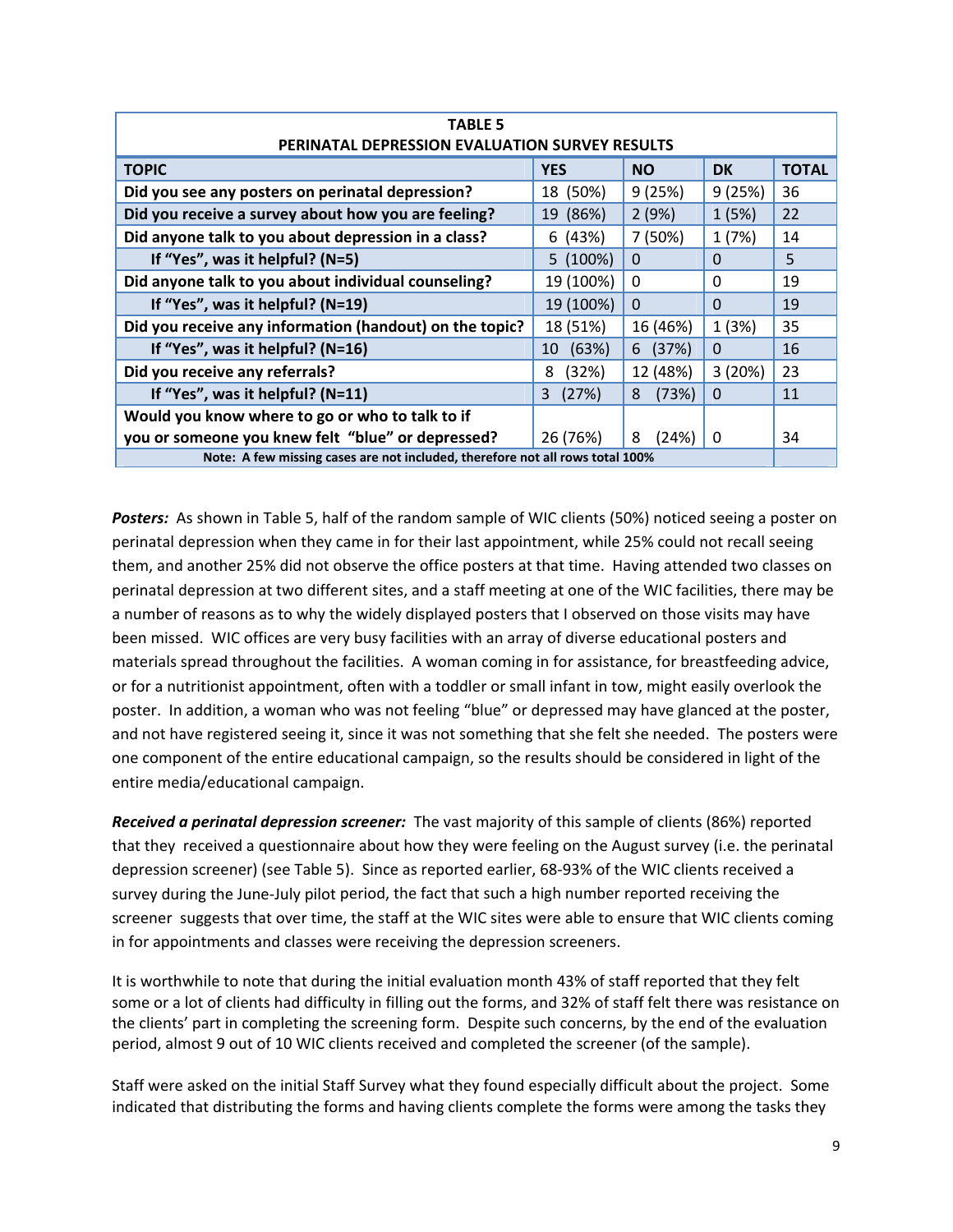| TABLE 5<br>PERINATAL DEPRESSION EVALUATION SURVEY RESULTS | | | | |
|---|---|---|---|---|
| **TOPIC** | **YES** | **NO** | **DK** | **TOTAL** |
| **Did you see any posters on perinatal depression?** | 18 (50%) | 9 (25%) | 9 (25%) | 36 |
| **Did you receive a survey about how you are feeling?** | 19 (86%) | 2 (9%) | 1 (5%) | 22 |
| **Did anyone talk to you about depression in a class?** | 6 (43%) | 7 (50%) | 1 (7%) | 14 |
| **If "Yes", was it helpful? (N=5)** | 5 (100%) | 0 | 0 | 5 |
| **Did anyone talk to you about individual counseling?** | 19 (100%) | 0 | 0 | 19 |
| **If "Yes", was it helpful? (N=19)** | 19 (100%) | 0 | 0 | 19 |
| **Did you receive any information (handout) on the topic?** | 18 (51%) | 16 (46%) | 1 (3%) | 35 |
| **If "Yes", was it helpful? (N=16)** | 10 (63%) | 6 (37%) | 0 | 16 |
| **Did you receive any referrals?** | 8 (32%) | 12 (48%) | 3 (20%) | 23 |
| **If "Yes", was it helpful? (N=11)** | 3 (27%) | 8 (73%) | 0 | 11 |
| **Would you know where to go or who to talk to if you or someone you knew felt "blue" or depressed?** | 26 (76%) | 8 (24%) | 0 | 34 |
| **Note: A few missing cases are not included, therefore not all rows total 100%** | | | | |

***Posters:*** As shown in Table 5, half of the random sample of WIC clients (50%) noticed seeing a poster on perinatal depression when they came in for their last appointment, while 25% could not recall seeing them, and another 25% did not observe the office posters at that time. Having attended two classes on perinatal depression at two different sites, and a staff meeting at one of the WIC facilities, there may be a number of reasons as to why the widely displayed posters that I observed on those visits may have been missed. WIC offices are very busy facilities with an array of diverse educational posters and materials spread throughout the facilities. A woman coming in for assistance, for breastfeeding advice, or for a nutritionist appointment, often with a toddler or small infant in tow, might easily overlook the poster. In addition, a woman who was not feeling "blue" or depressed may have glanced at the poster, and not have registered seeing it, since it was not something that she felt she needed. The posters were one component of the entire educational campaign, so the results should be considered in light of the entire media/educational campaign.

***Received a perinatal depression screener:*** The vast majority of this sample of clients (86%) reported that they received a questionnaire about how they were feeling on the August survey (i.e. the perinatal depression screener) (see Table 5). Since as reported earlier, 68-93% of the WIC clients received a survey during the June-July pilot period, the fact that such a high number reported receiving the screener suggests that over time, the staff at the WIC sites were able to ensure that WIC clients coming in for appointments and classes were receiving the depression screeners.

It is worthwhile to note that during the initial evaluation month 43% of staff reported that they felt some or a lot of clients had difficulty in filling out the forms, and 32% of staff felt there was resistance on the clients' part in completing the screening form. Despite such concerns, by the end of the evaluation period, almost 9 out of 10 WIC clients received and completed the screener (of the sample).

Staff were asked on the initial Staff Survey what they found especially difficult about the project. Some indicated that distributing the forms and having clients complete the forms were among the tasks they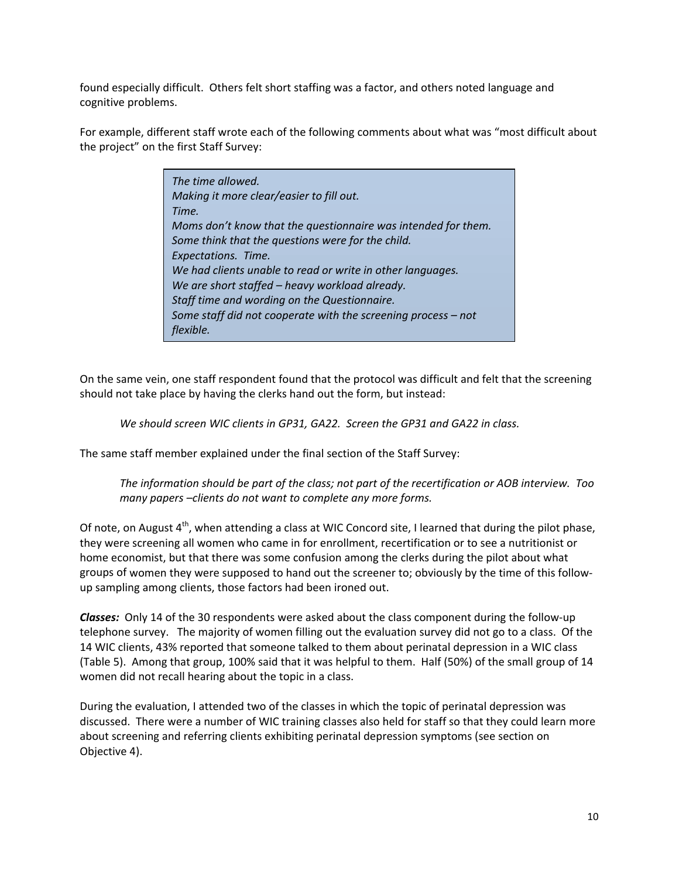found especially difficult. Others felt short staffing was a factor, and others noted language and cognitive problems.

For example, different staff wrote each of the following comments about what was "most difficult about the project" on the first Staff Survey:

> *The time allowed.*
> *Making it more clear/easier to fill out.*
> *Time.*
> *Moms don't know that the questionnaire was intended for them.*
> *Some think that the questions were for the child.*
> *Expectations. Time.*
> *We had clients unable to read or write in other languages.*
> *We are short staffed – heavy workload already.*
> *Staff time and wording on the Questionnaire.*
> *Some staff did not cooperate with the screening process – not flexible.*

On the same vein, one staff respondent found that the protocol was difficult and felt that the screening should not take place by having the clerks hand out the form, but instead:

> *We should screen WIC clients in GP31, GA22. Screen the GP31 and GA22 in class.*

The same staff member explained under the final section of the Staff Survey:

> *The information should be part of the class; not part of the recertification or AOB interview. Too many papers –clients do not want to complete any more forms.*

Of note, on August 4th, when attending a class at WIC Concord site, I learned that during the pilot phase, they were screening all women who came in for enrollment, recertification or to see a nutritionist or home economist, but that there was some confusion among the clerks during the pilot about what groups of women they were supposed to hand out the screener to; obviously by the time of this follow-up sampling among clients, those factors had been ironed out.

***Classes:*** Only 14 of the 30 respondents were asked about the class component during the follow-up telephone survey. The majority of women filling out the evaluation survey did not go to a class. Of the 14 WIC clients, 43% reported that someone talked to them about perinatal depression in a WIC class (Table 5). Among that group, 100% said that it was helpful to them. Half (50%) of the small group of 14 women did not recall hearing about the topic in a class.

During the evaluation, I attended two of the classes in which the topic of perinatal depression was discussed. There were a number of WIC training classes also held for staff so that they could learn more about screening and referring clients exhibiting perinatal depression symptoms (see section on Objective 4).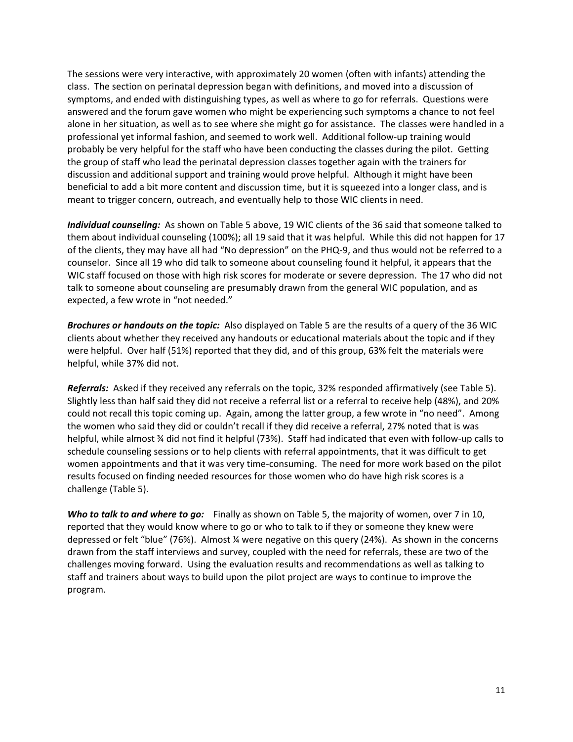The sessions were very interactive, with approximately 20 women (often with infants) attending the class. The section on perinatal depression began with definitions, and moved into a discussion of symptoms, and ended with distinguishing types, as well as where to go for referrals. Questions were answered and the forum gave women who might be experiencing such symptoms a chance to not feel alone in her situation, as well as to see where she might go for assistance. The classes were handled in a professional yet informal fashion, and seemed to work well. Additional follow-up training would probably be very helpful for the staff who have been conducting the classes during the pilot. Getting the group of staff who lead the perinatal depression classes together again with the trainers for discussion and additional support and training would prove helpful. Although it might have been beneficial to add a bit more content and discussion time, but it is squeezed into a longer class, and is meant to trigger concern, outreach, and eventually help to those WIC clients in need.

***Individual counseling:*** As shown on Table 5 above, 19 WIC clients of the 36 said that someone talked to them about individual counseling (100%); all 19 said that it was helpful. While this did not happen for 17 of the clients, they may have all had "No depression" on the PHQ-9, and thus would not be referred to a counselor. Since all 19 who did talk to someone about counseling found it helpful, it appears that the WIC staff focused on those with high risk scores for moderate or severe depression. The 17 who did not talk to someone about counseling are presumably drawn from the general WIC population, and as expected, a few wrote in "not needed."

***Brochures or handouts on the topic:*** Also displayed on Table 5 are the results of a query of the 36 WIC clients about whether they received any handouts or educational materials about the topic and if they were helpful. Over half (51%) reported that they did, and of this group, 63% felt the materials were helpful, while 37% did not.

***Referrals:*** Asked if they received any referrals on the topic, 32% responded affirmatively (see Table 5). Slightly less than half said they did not receive a referral list or a referral to receive help (48%), and 20% could not recall this topic coming up. Again, among the latter group, a few wrote in "no need". Among the women who said they did or couldn't recall if they did receive a referral, 27% noted that is was helpful, while almost ¾ did not find it helpful (73%). Staff had indicated that even with follow-up calls to schedule counseling sessions or to help clients with referral appointments, that it was difficult to get women appointments and that it was very time-consuming. The need for more work based on the pilot results focused on finding needed resources for those women who do have high risk scores is a challenge (Table 5).

***Who to talk to and where to go:*** Finally as shown on Table 5, the majority of women, over 7 in 10, reported that they would know where to go or who to talk to if they or someone they knew were depressed or felt "blue" (76%). Almost ¼ were negative on this query (24%). As shown in the concerns drawn from the staff interviews and survey, coupled with the need for referrals, these are two of the challenges moving forward. Using the evaluation results and recommendations as well as talking to staff and trainers about ways to build upon the pilot project are ways to continue to improve the program.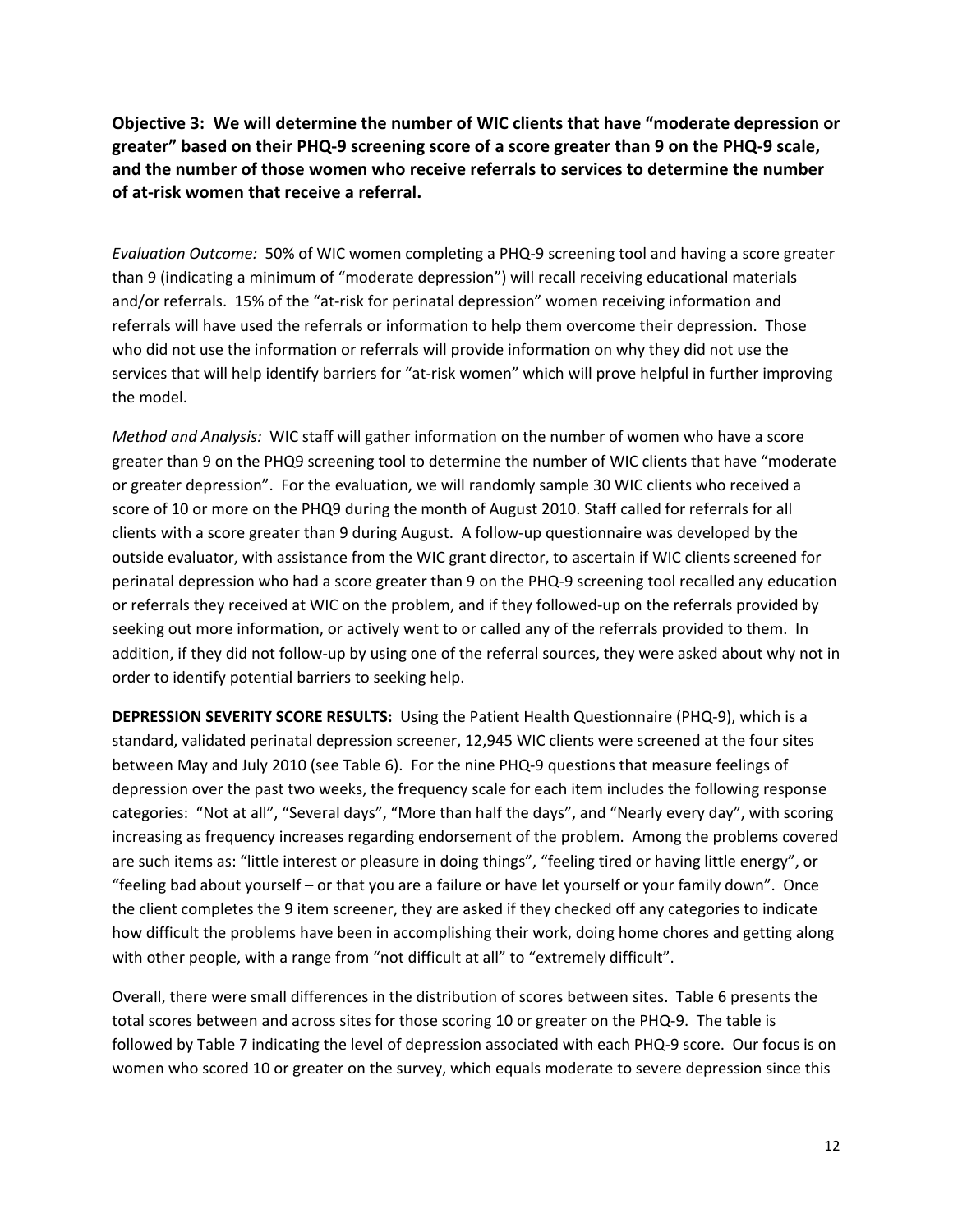**Objective 3: We will determine the number of WIC clients that have "moderate depression or greater" based on their PHQ-9 screening score of a score greater than 9 on the PHQ-9 scale, and the number of those women who receive referrals to services to determine the number of at-risk women that receive a referral.**

*Evaluation Outcome:* 50% of WIC women completing a PHQ-9 screening tool and having a score greater than 9 (indicating a minimum of "moderate depression") will recall receiving educational materials and/or referrals. 15% of the "at-risk for perinatal depression" women receiving information and referrals will have used the referrals or information to help them overcome their depression. Those who did not use the information or referrals will provide information on why they did not use the services that will help identify barriers for "at-risk women" which will prove helpful in further improving the model.

*Method and Analysis:* WIC staff will gather information on the number of women who have a score greater than 9 on the PHQ9 screening tool to determine the number of WIC clients that have "moderate or greater depression". For the evaluation, we will randomly sample 30 WIC clients who received a score of 10 or more on the PHQ9 during the month of August 2010. Staff called for referrals for all clients with a score greater than 9 during August. A follow-up questionnaire was developed by the outside evaluator, with assistance from the WIC grant director, to ascertain if WIC clients screened for perinatal depression who had a score greater than 9 on the PHQ-9 screening tool recalled any education or referrals they received at WIC on the problem, and if they followed-up on the referrals provided by seeking out more information, or actively went to or called any of the referrals provided to them. In addition, if they did not follow-up by using one of the referral sources, they were asked about why not in order to identify potential barriers to seeking help.

**DEPRESSION SEVERITY SCORE RESULTS:** Using the Patient Health Questionnaire (PHQ-9), which is a standard, validated perinatal depression screener, 12,945 WIC clients were screened at the four sites between May and July 2010 (see Table 6). For the nine PHQ-9 questions that measure feelings of depression over the past two weeks, the frequency scale for each item includes the following response categories: "Not at all", "Several days", "More than half the days", and "Nearly every day", with scoring increasing as frequency increases regarding endorsement of the problem. Among the problems covered are such items as: "little interest or pleasure in doing things", "feeling tired or having little energy", or "feeling bad about yourself – or that you are a failure or have let yourself or your family down". Once the client completes the 9 item screener, they are asked if they checked off any categories to indicate how difficult the problems have been in accomplishing their work, doing home chores and getting along with other people, with a range from "not difficult at all" to "extremely difficult".

Overall, there were small differences in the distribution of scores between sites. Table 6 presents the total scores between and across sites for those scoring 10 or greater on the PHQ-9. The table is followed by Table 7 indicating the level of depression associated with each PHQ-9 score. Our focus is on women who scored 10 or greater on the survey, which equals moderate to severe depression since this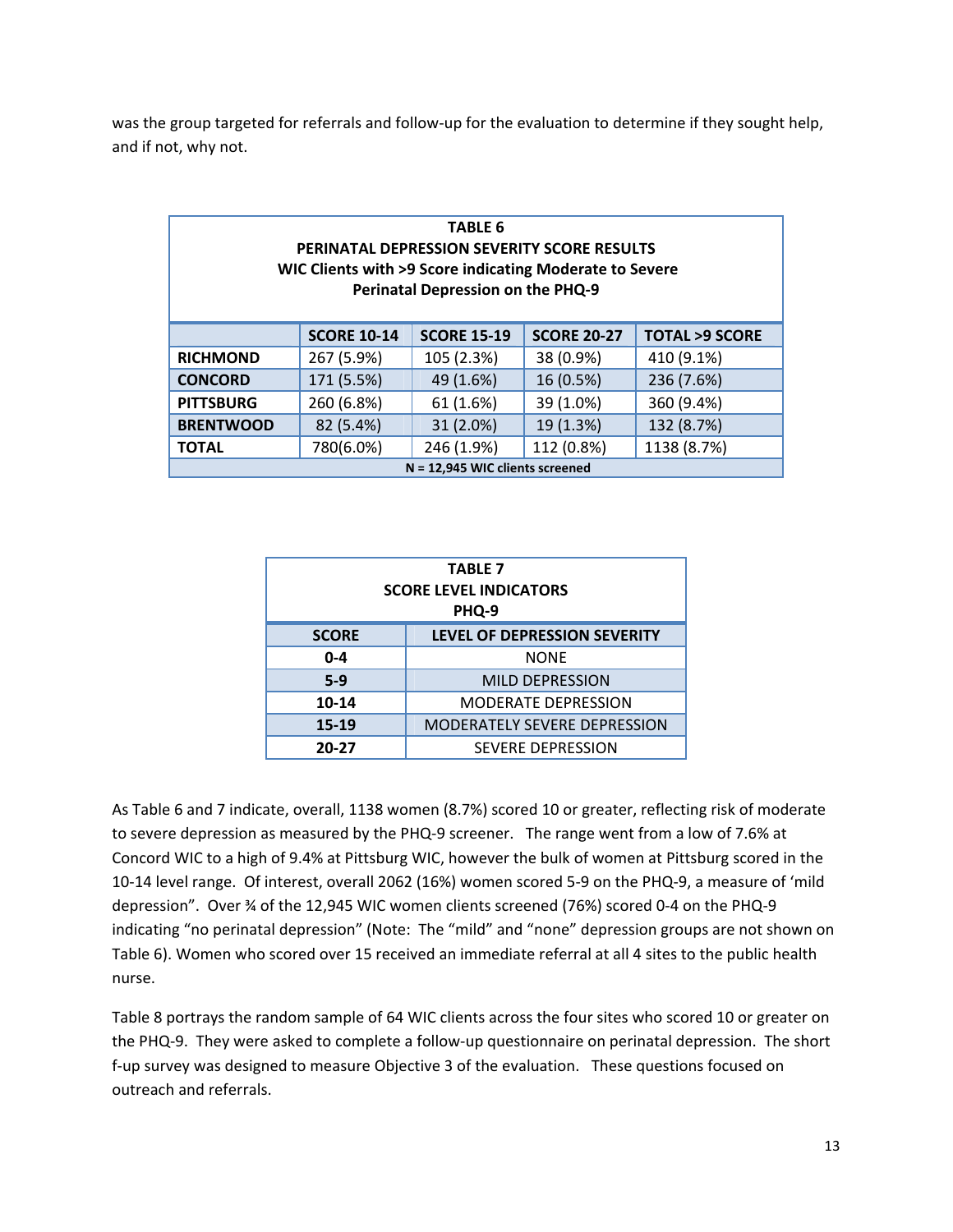was the group targeted for referrals and follow-up for the evaluation to determine if they sought help, and if not, why not.

**TABLE 6**
**PERINATAL DEPRESSION SEVERITY SCORE RESULTS**
**WIC Clients with >9 Score indicating Moderate to Severe Perinatal Depression on the PHQ-9**

| | SCORE 10-14 | SCORE 15-19 | SCORE 20-27 | TOTAL >9 SCORE |
|---|---|---|---|---|
| **RICHMOND** | 267 (5.9%) | 105 (2.3%) | 38 (0.9%) | 410 (9.1%) |
| **CONCORD** | 171 (5.5%) | 49 (1.6%) | 16 (0.5%) | 236 (7.6%) |
| **PITTSBURG** | 260 (6.8%) | 61 (1.6%) | 39 (1.0%) | 360 (9.4%) |
| **BRENTWOOD** | 82 (5.4%) | 31 (2.0%) | 19 (1.3%) | 132 (8.7%) |
| **TOTAL** | 780(6.0%) | 246 (1.9%) | 112 (0.8%) | 1138 (8.7%) |

**N = 12,945 WIC clients screened**

**TABLE 7**
**SCORE LEVEL INDICATORS**
**PHQ-9**

| SCORE | LEVEL OF DEPRESSION SEVERITY |
|---|---|
| **0-4** | NONE |
| **5-9** | MILD DEPRESSION |
| **10-14** | MODERATE DEPRESSION |
| **15-19** | MODERATELY SEVERE DEPRESSION |
| **20-27** | SEVERE DEPRESSION |

As Table 6 and 7 indicate, overall, 1138 women (8.7%) scored 10 or greater, reflecting risk of moderate to severe depression as measured by the PHQ-9 screener. The range went from a low of 7.6% at Concord WIC to a high of 9.4% at Pittsburg WIC, however the bulk of women at Pittsburg scored in the 10-14 level range. Of interest, overall 2062 (16%) women scored 5-9 on the PHQ-9, a measure of 'mild depression". Over ¾ of the 12,945 WIC women clients screened (76%) scored 0-4 on the PHQ-9 indicating "no perinatal depression" (Note: The "mild" and "none" depression groups are not shown on Table 6). Women who scored over 15 received an immediate referral at all 4 sites to the public health nurse.

Table 8 portrays the random sample of 64 WIC clients across the four sites who scored 10 or greater on the PHQ-9. They were asked to complete a follow-up questionnaire on perinatal depression. The short f-up survey was designed to measure Objective 3 of the evaluation. These questions focused on outreach and referrals.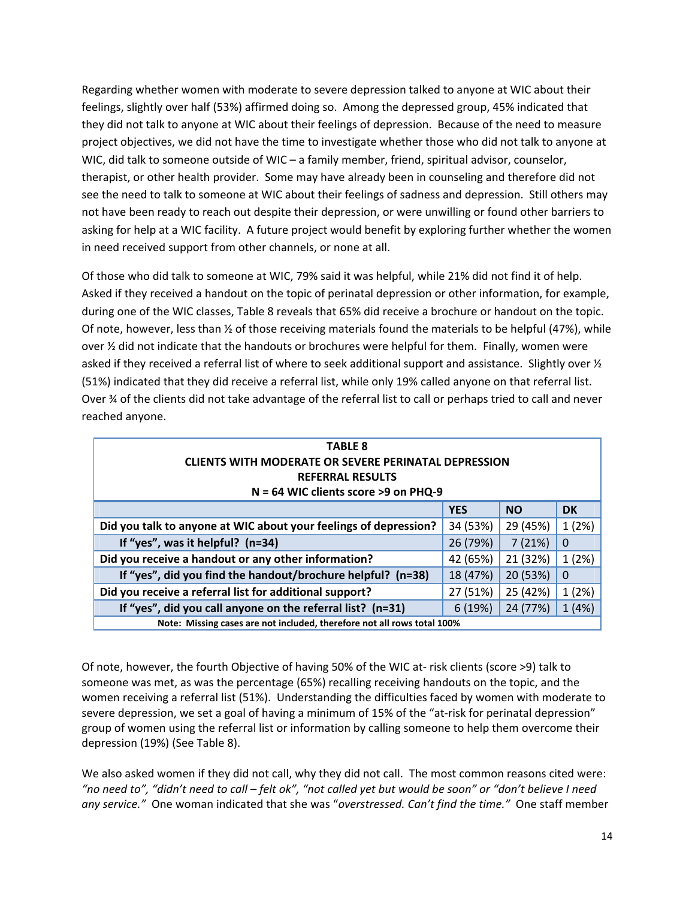Regarding whether women with moderate to severe depression talked to anyone at WIC about their feelings, slightly over half (53%) affirmed doing so. Among the depressed group, 45% indicated that they did not talk to anyone at WIC about their feelings of depression. Because of the need to measure project objectives, we did not have the time to investigate whether those who did not talk to anyone at WIC, did talk to someone outside of WIC – a family member, friend, spiritual advisor, counselor, therapist, or other health provider. Some may have already been in counseling and therefore did not see the need to talk to someone at WIC about their feelings of sadness and depression. Still others may not have been ready to reach out despite their depression, or were unwilling or found other barriers to asking for help at a WIC facility. A future project would benefit by exploring further whether the women in need received support from other channels, or none at all.

Of those who did talk to someone at WIC, 79% said it was helpful, while 21% did not find it of help. Asked if they received a handout on the topic of perinatal depression or other information, for example, during one of the WIC classes, Table 8 reveals that 65% did receive a brochure or handout on the topic. Of note, however, less than ½ of those receiving materials found the materials to be helpful (47%), while over ½ did not indicate that the handouts or brochures were helpful for them. Finally, women were asked if they received a referral list of where to seek additional support and assistance. Slightly over ½ (51%) indicated that they did receive a referral list, while only 19% called anyone on that referral list. Over ¾ of the clients did not take advantage of the referral list to call or perhaps tried to call and never reached anyone.

**TABLE 8**
**CLIENTS WITH MODERATE OR SEVERE PERINATAL DEPRESSION**
**REFERRAL RESULTS**
**N = 64 WIC clients score >9 on PHQ-9**

| | YES | NO | DK |
|---|---|---|---|
| **Did you talk to anyone at WIC about your feelings of depression?** | 34 (53%) | 29 (45%) | 1 (2%) |
| **If "yes", was it helpful? (n=34)** | 26 (79%) | 7 (21%) | 0 |
| **Did you receive a handout or any other information?** | 42 (65%) | 21 (32%) | 1 (2%) |
| **If "yes", did you find the handout/brochure helpful? (n=38)** | 18 (47%) | 20 (53%) | 0 |
| **Did you receive a referral list for additional support?** | 27 (51%) | 25 (42%) | 1 (2%) |
| **If "yes", did you call anyone on the referral list? (n=31)** | 6 (19%) | 24 (77%) | 1 (4%) |

**Note: Missing cases are not included, therefore not all rows total 100%**

Of note, however, the fourth Objective of having 50% of the WIC at- risk clients (score >9) talk to someone was met, as was the percentage (65%) recalling receiving handouts on the topic, and the women receiving a referral list (51%). Understanding the difficulties faced by women with moderate to severe depression, we set a goal of having a minimum of 15% of the "at-risk for perinatal depression" group of women using the referral list or information by calling someone to help them overcome their depression (19%) (See Table 8).

We also asked women if they did not call, why they did not call. The most common reasons cited were: *"no need to", "didn't need to call – felt ok", "not called yet but would be soon" or "don't believe I need any service."* One woman indicated that she was "*overstressed. Can't find the time."* One staff member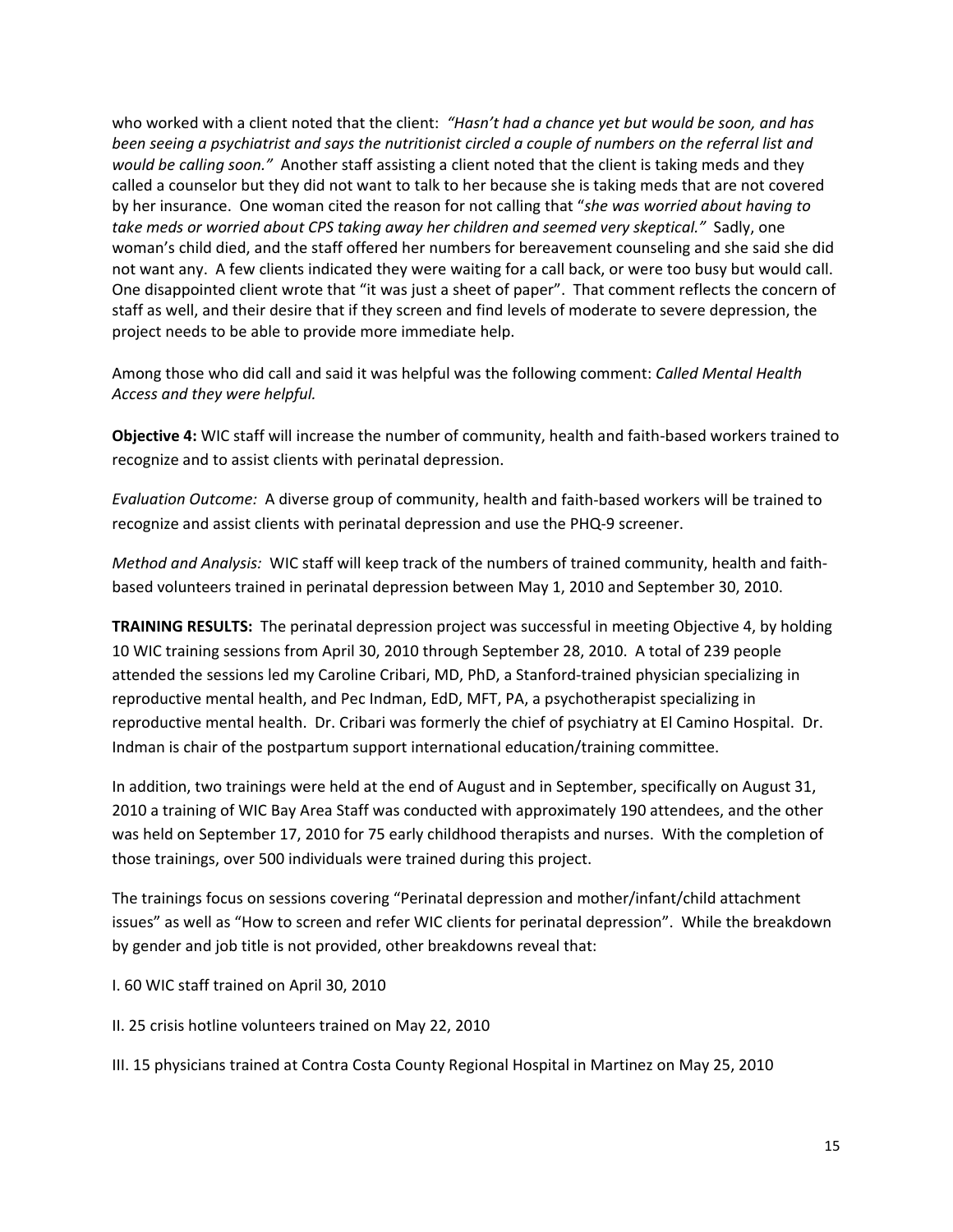who worked with a client noted that the client: *"Hasn't had a chance yet but would be soon, and has been seeing a psychiatrist and says the nutritionist circled a couple of numbers on the referral list and would be calling soon."* Another staff assisting a client noted that the client is taking meds and they called a counselor but they did not want to talk to her because she is taking meds that are not covered by her insurance. One woman cited the reason for not calling that "*she was worried about having to take meds or worried about CPS taking away her children and seemed very skeptical."* Sadly, one woman's child died, and the staff offered her numbers for bereavement counseling and she said she did not want any. A few clients indicated they were waiting for a call back, or were too busy but would call. One disappointed client wrote that "it was just a sheet of paper". That comment reflects the concern of staff as well, and their desire that if they screen and find levels of moderate to severe depression, the project needs to be able to provide more immediate help.

Among those who did call and said it was helpful was the following comment: *Called Mental Health Access and they were helpful.*

**Objective 4:** WIC staff will increase the number of community, health and faith-based workers trained to recognize and to assist clients with perinatal depression.

*Evaluation Outcome:* A diverse group of community, health and faith-based workers will be trained to recognize and assist clients with perinatal depression and use the PHQ-9 screener.

*Method and Analysis:* WIC staff will keep track of the numbers of trained community, health and faith-based volunteers trained in perinatal depression between May 1, 2010 and September 30, 2010.

**TRAINING RESULTS:** The perinatal depression project was successful in meeting Objective 4, by holding 10 WIC training sessions from April 30, 2010 through September 28, 2010. A total of 239 people attended the sessions led my Caroline Cribari, MD, PhD, a Stanford-trained physician specializing in reproductive mental health, and Pec Indman, EdD, MFT, PA, a psychotherapist specializing in reproductive mental health. Dr. Cribari was formerly the chief of psychiatry at El Camino Hospital. Dr. Indman is chair of the postpartum support international education/training committee.

In addition, two trainings were held at the end of August and in September, specifically on August 31, 2010 a training of WIC Bay Area Staff was conducted with approximately 190 attendees, and the other was held on September 17, 2010 for 75 early childhood therapists and nurses. With the completion of those trainings, over 500 individuals were trained during this project.

The trainings focus on sessions covering "Perinatal depression and mother/infant/child attachment issues" as well as "How to screen and refer WIC clients for perinatal depression". While the breakdown by gender and job title is not provided, other breakdowns reveal that:

I. 60 WIC staff trained on April 30, 2010

II. 25 crisis hotline volunteers trained on May 22, 2010

III. 15 physicians trained at Contra Costa County Regional Hospital in Martinez on May 25, 2010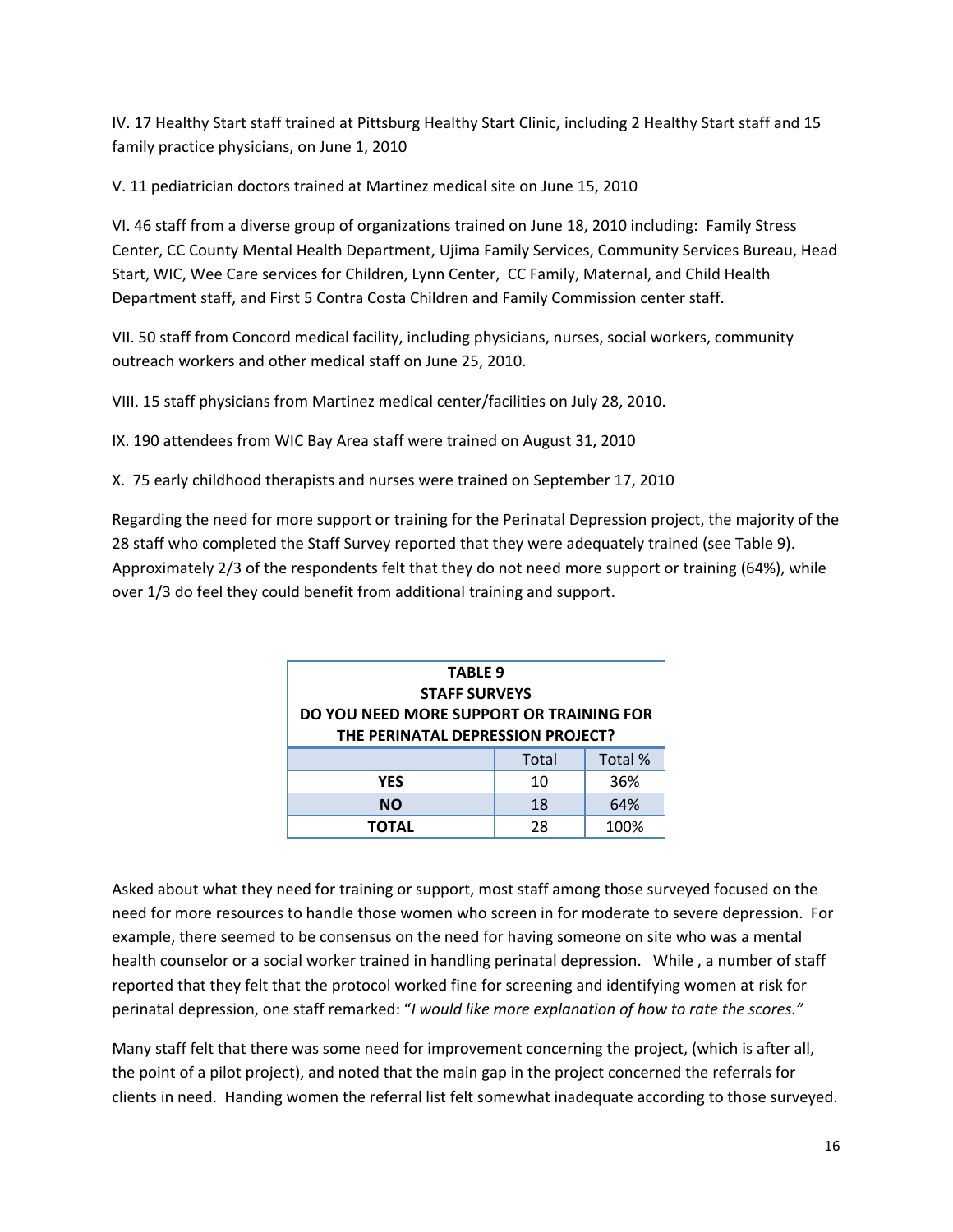IV. 17 Healthy Start staff trained at Pittsburg Healthy Start Clinic, including 2 Healthy Start staff and 15 family practice physicians, on June 1, 2010

V. 11 pediatrician doctors trained at Martinez medical site on June 15, 2010

VI. 46 staff from a diverse group of organizations trained on June 18, 2010 including: Family Stress Center, CC County Mental Health Department, Ujima Family Services, Community Services Bureau, Head Start, WIC, Wee Care services for Children, Lynn Center, CC Family, Maternal, and Child Health Department staff, and First 5 Contra Costa Children and Family Commission center staff.

VII. 50 staff from Concord medical facility, including physicians, nurses, social workers, community outreach workers and other medical staff on June 25, 2010.

VIII. 15 staff physicians from Martinez medical center/facilities on July 28, 2010.

IX. 190 attendees from WIC Bay Area staff were trained on August 31, 2010

X. 75 early childhood therapists and nurses were trained on September 17, 2010

Regarding the need for more support or training for the Perinatal Depression project, the majority of the 28 staff who completed the Staff Survey reported that they were adequately trained (see Table 9). Approximately 2/3 of the respondents felt that they do not need more support or training (64%), while over 1/3 do feel they could benefit from additional training and support.

**TABLE 9**
**STAFF SURVEYS**
**DO YOU NEED MORE SUPPORT OR TRAINING FOR THE PERINATAL DEPRESSION PROJECT?**

| | Total | Total % |
|---|---|---|
| **YES** | 10 | 36% |
| **NO** | 18 | 64% |
| **TOTAL** | 28 | 100% |

Asked about what they need for training or support, most staff among those surveyed focused on the need for more resources to handle those women who screen in for moderate to severe depression. For example, there seemed to be consensus on the need for having someone on site who was a mental health counselor or a social worker trained in handling perinatal depression. While , a number of staff reported that they felt that the protocol worked fine for screening and identifying women at risk for perinatal depression, one staff remarked: "*I would like more explanation of how to rate the scores.*"

Many staff felt that there was some need for improvement concerning the project, (which is after all, the point of a pilot project), and noted that the main gap in the project concerned the referrals for clients in need. Handing women the referral list felt somewhat inadequate according to those surveyed.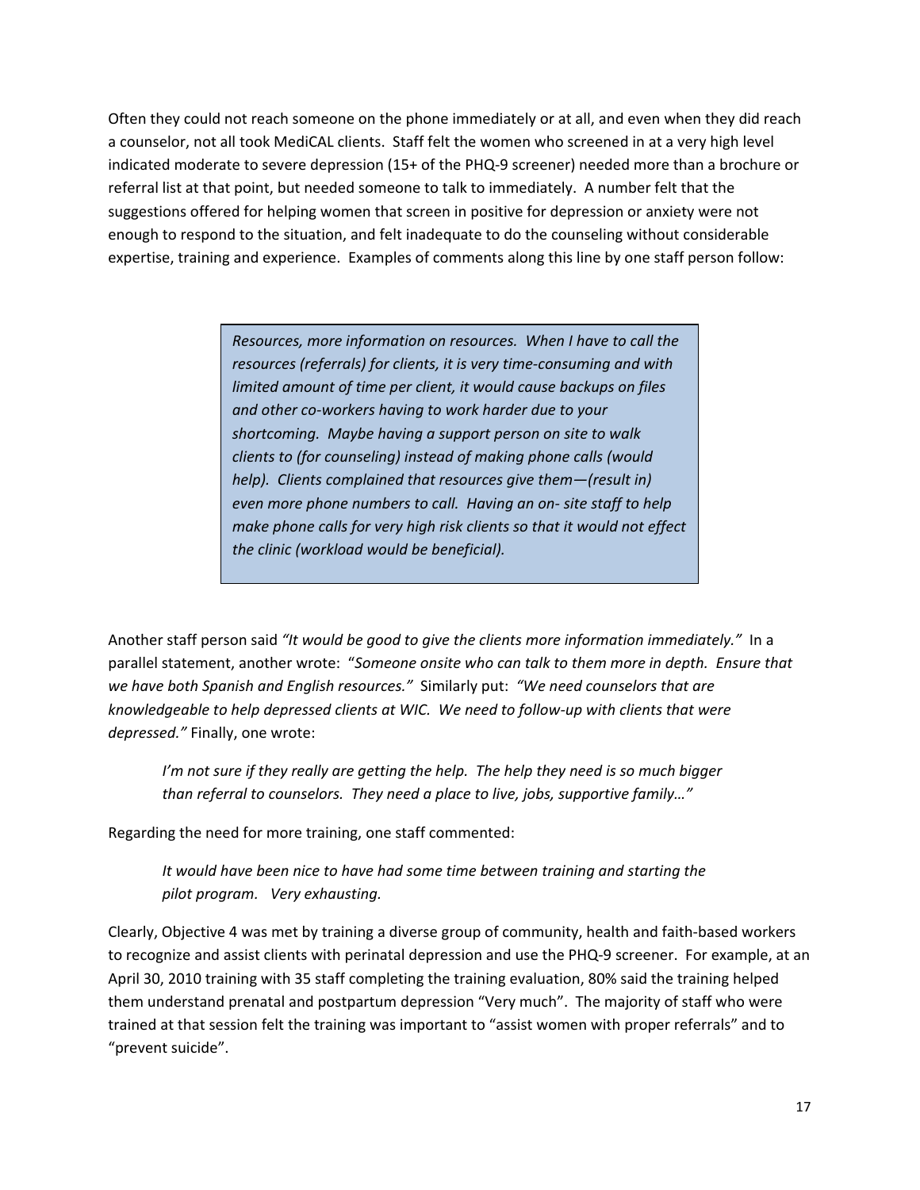Often they could not reach someone on the phone immediately or at all, and even when they did reach a counselor, not all took MediCAL clients. Staff felt the women who screened in at a very high level indicated moderate to severe depression (15+ of the PHQ-9 screener) needed more than a brochure or referral list at that point, but needed someone to talk to immediately. A number felt that the suggestions offered for helping women that screen in positive for depression or anxiety were not enough to respond to the situation, and felt inadequate to do the counseling without considerable expertise, training and experience. Examples of comments along this line by one staff person follow:

> *Resources, more information on resources. When I have to call the resources (referrals) for clients, it is very time-consuming and with limited amount of time per client, it would cause backups on files and other co-workers having to work harder due to your shortcoming. Maybe having a support person on site to walk clients to (for counseling) instead of making phone calls (would help). Clients complained that resources give them—(result in) even more phone numbers to call. Having an on- site staff to help make phone calls for very high risk clients so that it would not effect the clinic (workload would be beneficial).*

Another staff person said *"It would be good to give the clients more information immediately."* In a parallel statement, another wrote: "*Someone onsite who can talk to them more in depth. Ensure that we have both Spanish and English resources."* Similarly put: *"We need counselors that are knowledgeable to help depressed clients at WIC. We need to follow-up with clients that were depressed."* Finally, one wrote:

> *I'm not sure if they really are getting the help. The help they need is so much bigger than referral to counselors. They need a place to live, jobs, supportive family…"*

Regarding the need for more training, one staff commented:

> *It would have been nice to have had some time between training and starting the pilot program. Very exhausting.*

Clearly, Objective 4 was met by training a diverse group of community, health and faith-based workers to recognize and assist clients with perinatal depression and use the PHQ-9 screener. For example, at an April 30, 2010 training with 35 staff completing the training evaluation, 80% said the training helped them understand prenatal and postpartum depression "Very much". The majority of staff who were trained at that session felt the training was important to "assist women with proper referrals" and to "prevent suicide".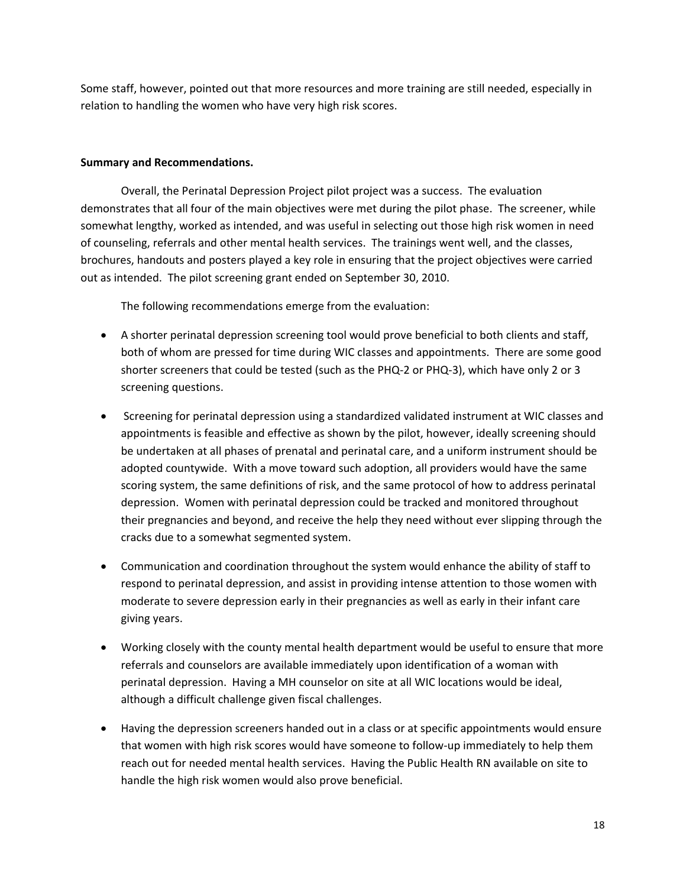Some staff, however, pointed out that more resources and more training are still needed, especially in relation to handling the women who have very high risk scores.

**Summary and Recommendations.**

Overall, the Perinatal Depression Project pilot project was a success. The evaluation demonstrates that all four of the main objectives were met during the pilot phase. The screener, while somewhat lengthy, worked as intended, and was useful in selecting out those high risk women in need of counseling, referrals and other mental health services. The trainings went well, and the classes, brochures, handouts and posters played a key role in ensuring that the project objectives were carried out as intended. The pilot screening grant ended on September 30, 2010.

The following recommendations emerge from the evaluation:

- A shorter perinatal depression screening tool would prove beneficial to both clients and staff, both of whom are pressed for time during WIC classes and appointments. There are some good shorter screeners that could be tested (such as the PHQ-2 or PHQ-3), which have only 2 or 3 screening questions.
- Screening for perinatal depression using a standardized validated instrument at WIC classes and appointments is feasible and effective as shown by the pilot, however, ideally screening should be undertaken at all phases of prenatal and perinatal care, and a uniform instrument should be adopted countywide. With a move toward such adoption, all providers would have the same scoring system, the same definitions of risk, and the same protocol of how to address perinatal depression. Women with perinatal depression could be tracked and monitored throughout their pregnancies and beyond, and receive the help they need without ever slipping through the cracks due to a somewhat segmented system.
- Communication and coordination throughout the system would enhance the ability of staff to respond to perinatal depression, and assist in providing intense attention to those women with moderate to severe depression early in their pregnancies as well as early in their infant care giving years.
- Working closely with the county mental health department would be useful to ensure that more referrals and counselors are available immediately upon identification of a woman with perinatal depression. Having a MH counselor on site at all WIC locations would be ideal, although a difficult challenge given fiscal challenges.
- Having the depression screeners handed out in a class or at specific appointments would ensure that women with high risk scores would have someone to follow-up immediately to help them reach out for needed mental health services. Having the Public Health RN available on site to handle the high risk women would also prove beneficial.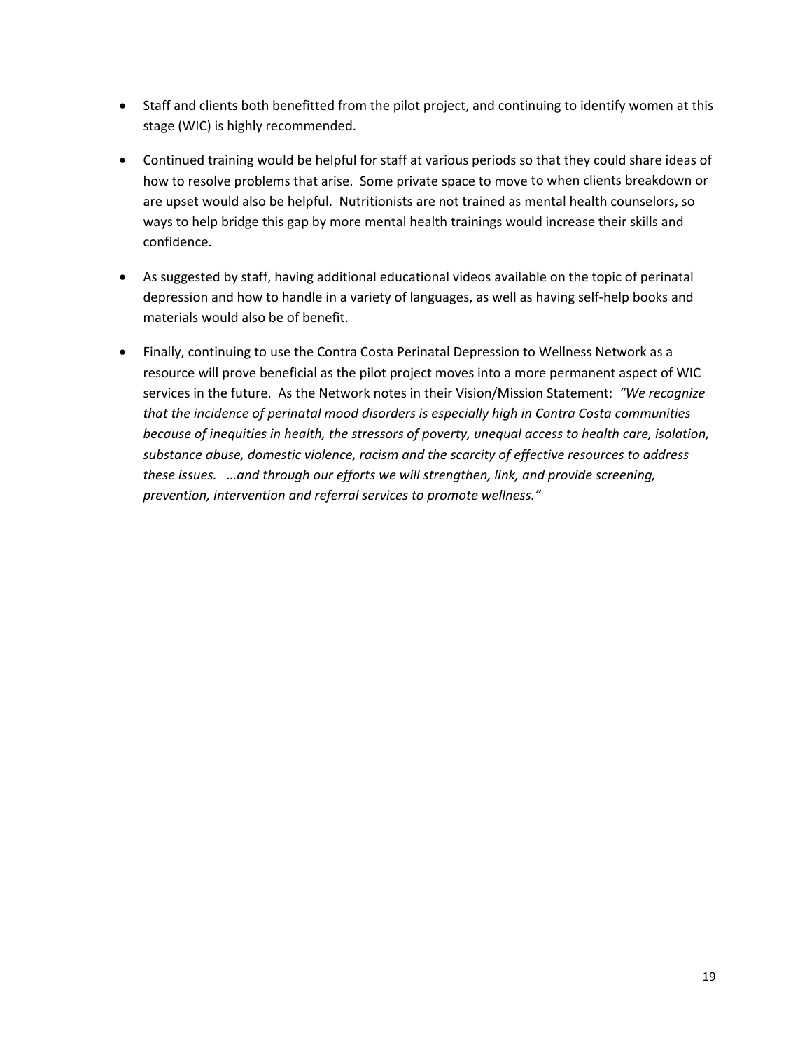- Staff and clients both benefitted from the pilot project, and continuing to identify women at this stage (WIC) is highly recommended.

- Continued training would be helpful for staff at various periods so that they could share ideas of how to resolve problems that arise. Some private space to move to when clients breakdown or are upset would also be helpful. Nutritionists are not trained as mental health counselors, so ways to help bridge this gap by more mental health trainings would increase their skills and confidence.

- As suggested by staff, having additional educational videos available on the topic of perinatal depression and how to handle in a variety of languages, as well as having self-help books and materials would also be of benefit.

- Finally, continuing to use the Contra Costa Perinatal Depression to Wellness Network as a resource will prove beneficial as the pilot project moves into a more permanent aspect of WIC services in the future. As the Network notes in their Vision/Mission Statement: *"We recognize that the incidence of perinatal mood disorders is especially high in Contra Costa communities because of inequities in health, the stressors of poverty, unequal access to health care, isolation, substance abuse, domestic violence, racism and the scarcity of effective resources to address these issues. …and through our efforts we will strengthen, link, and provide screening, prevention, intervention and referral services to promote wellness."*